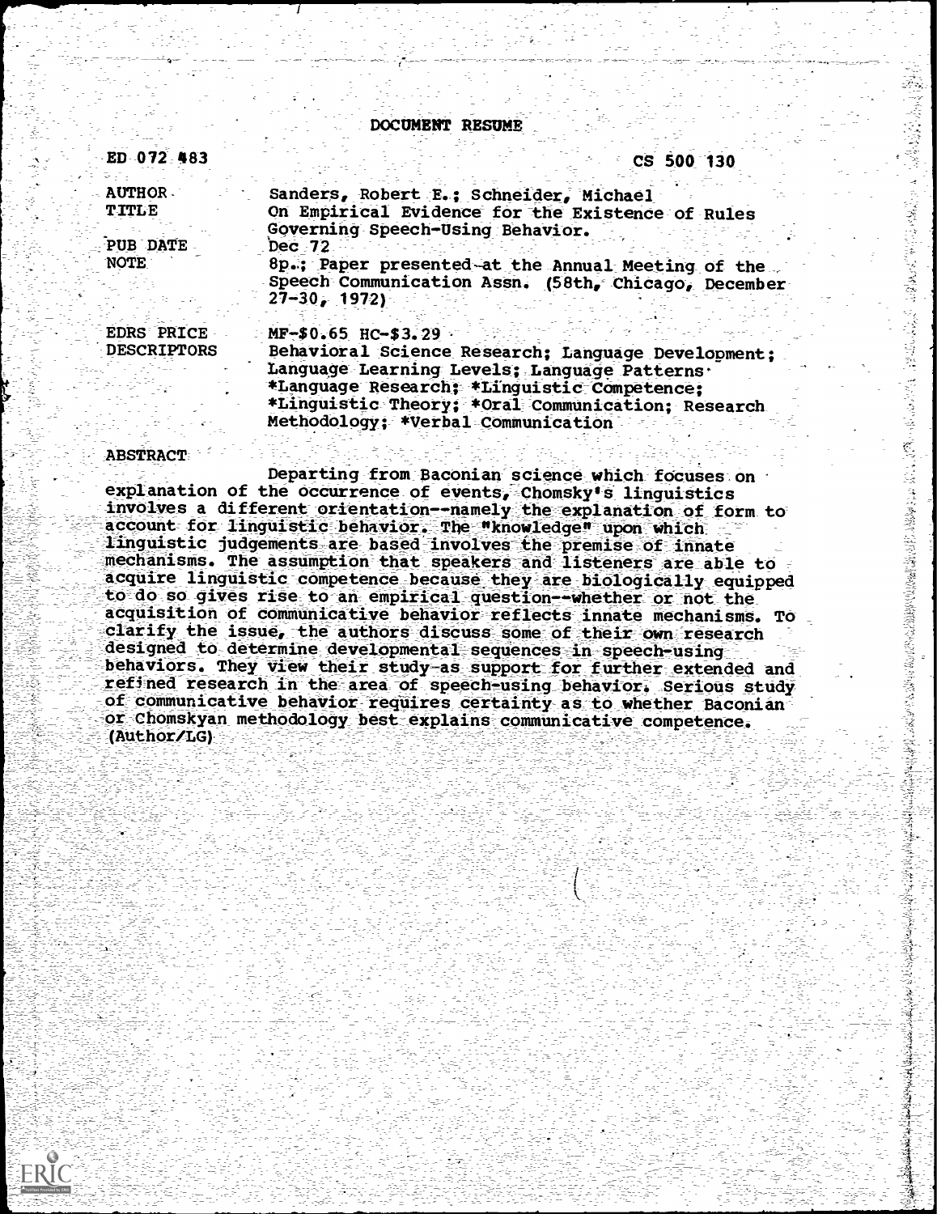# DOCUMENT RESUME

| | |
|---|---|
| ED 072 483 | CS 500 130 |
| AUTHOR | Sanders, Robert E.; Schneider, Michael |
| TITLE | On Empirical Evidence for the Existence of Rules Governing Speech-Using Behavior. |
| PUB DATE | Dec 72 |
| NOTE | 8p.; Paper presented at the Annual Meeting of the Speech Communication Assn. (58th, Chicago, December 27-30, 1972) |
| EDRS PRICE | MF-$0.65 HC-$3.29 |
| DESCRIPTORS | Behavioral Science Research; Language Development; Language Learning Levels; Language Patterns; *Language Research; *Linguistic Competence; *Linguistic Theory; *Oral Communication; Research Methodology; *Verbal Communication |

## ABSTRACT

Departing from Baconian science which focuses on explanation of the occurrence of events, Chomsky's linguistics involves a different orientation--namely the explanation of form to account for linguistic behavior. The "knowledge" upon which linguistic judgements are based involves the premise of innate mechanisms. The assumption that speakers and listeners are able to acquire linguistic competence because they are biologically equipped to do so gives rise to an empirical question--whether or not the acquisition of communicative behavior reflects innate mechanisms. To clarify the issue, the authors discuss some of their own research designed to determine developmental sequences in speech-using behaviors. They view their study as support for further extended and refined research in the area of speech-using behavior. Serious study of communicative behavior requires certainty as to whether Baconian or Chomskyan methodology best explains communicative competence. (Author/LG)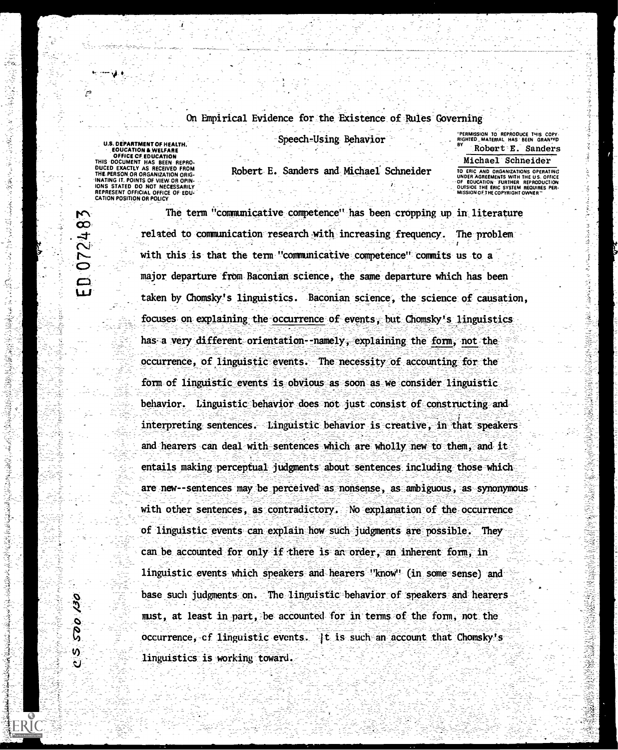# On Empirical Evidence for the Existence of Rules Governing Speech-Using Behavior

Robert E. Sanders and Michael Schneider

The term "communicative competence" has been cropping up in literature related to communication research with increasing frequency. The problem with this is that the term "communicative competence" commits us to a major departure from Baconian science, the same departure which has been taken by Chomsky's linguistics. Baconian science, the science of causation, focuses on explaining the occurrence of events, but Chomsky's linguistics has a very different orientation--namely, explaining the form, not the occurrence, of linguistic events. The necessity of accounting for the form of linguistic events is obvious as soon as we consider linguistic behavior. Linguistic behavior does not just consist of constructing and interpreting sentences. Linguistic behavior is creative, in that speakers and hearers can deal with sentences which are wholly new to them, and it entails making perceptual judgments about sentences including those which are new--sentences may be perceived as nonsense, as ambiguous, as synonymous with other sentences, as contradictory. No explanation of the occurrence of linguistic events can explain how such judgments are possible. They can be accounted for only if there is an order, an inherent form, in linguistic events which speakers and hearers "know" (in some sense) and base such judgments on. The linguistic behavior of speakers and hearers must, at least in part, be accounted for in terms of the form, not the occurrence, of linguistic events. It is such an account that Chomsky's linguistics is working toward.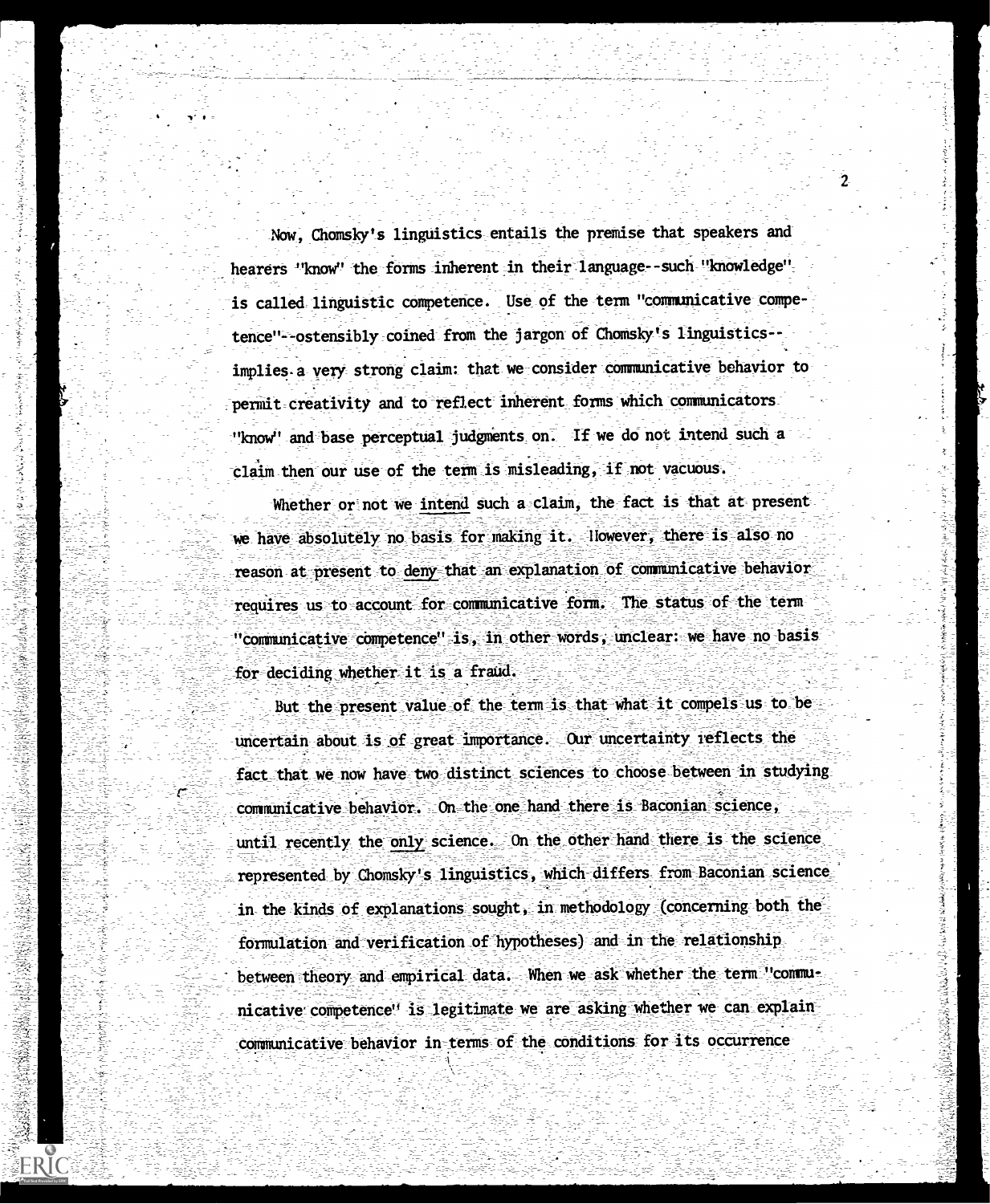Now, Chomsky's linguistics entails the premise that speakers and hearers "know" the forms inherent in their language--such "knowledge" is called linguistic competence. Use of the term "communicative competence"--ostensibly coined from the jargon of Chomsky's linguistics--implies a very strong claim: that we consider communicative behavior to permit creativity and to reflect inherent forms which communicators "know" and base perceptual judgments on. If we do not intend such a claim then our use of the term is misleading, if not vacuous.

Whether or not we _intend_ such a claim, the fact is that at present we have absolutely no basis for making it. However, there is also no reason at present to _deny_ that an explanation of communicative behavior requires us to account for communicative form. The status of the term "communicative competence" is, in other words, unclear: we have no basis for deciding whether it is a fraud.

But the present value of the term is that what it compels us to be uncertain about is of great importance. Our uncertainty reflects the fact that we now have two distinct sciences to choose between in studying communicative behavior. On the one hand there is Baconian science, until recently the _only_ science. On the other hand there is the science represented by Chomsky's linguistics, which differs from Baconian science in the kinds of explanations sought, in methodology (concerning both the formulation and verification of hypotheses) and in the relationship between theory and empirical data. When we ask whether the term "communicative competence" is legitimate we are asking whether we can explain communicative behavior in terms of the conditions for its occurrence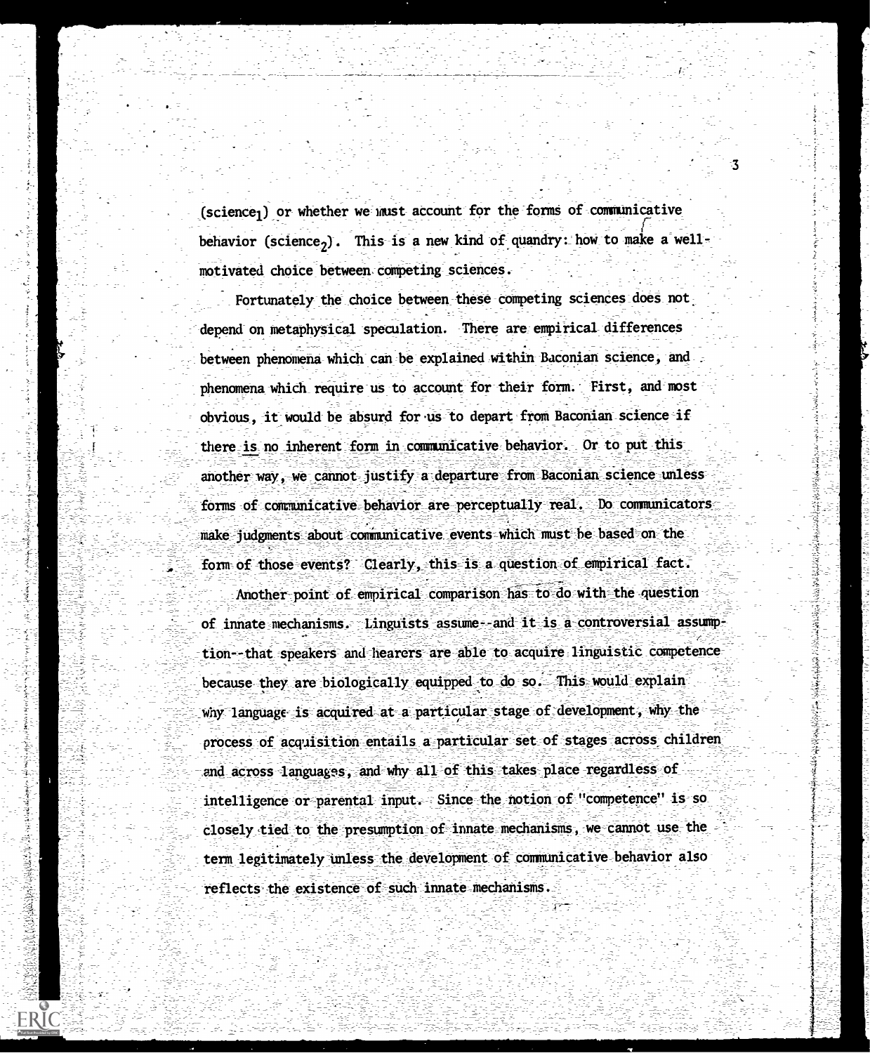(science$_1$) or whether we must account for the forms of communicative behavior (science$_2$). This is a new kind of quandry: how to make a well-motivated choice between competing sciences.

Fortunately the choice between these competing sciences does not depend on metaphysical speculation. There are empirical differences between phenomena which can be explained within Baconian science, and phenomena which require us to account for their form. First, and most obvious, it would be absurd for us to depart from Baconian science if there is no inherent form in communicative behavior. Or to put this another way, we cannot justify a departure from Baconian science unless forms of communicative behavior are perceptually real. Do communicators make judgments about communicative events which must be based on the form of those events? Clearly, this is a question of empirical fact.

Another point of empirical comparison has to do with the question of innate mechanisms. Linguists assume--and it is a controversial assumption--that speakers and hearers are able to acquire linguistic competence because they are biologically equipped to do so. This would explain why language is acquired at a particular stage of development, why the process of acquisition entails a particular set of stages across children and across languages, and why all of this takes place regardless of intelligence or parental input. Since the notion of "competence" is so closely tied to the presumption of innate mechanisms, we cannot use the term legitimately unless the development of communicative behavior also reflects the existence of such innate mechanisms.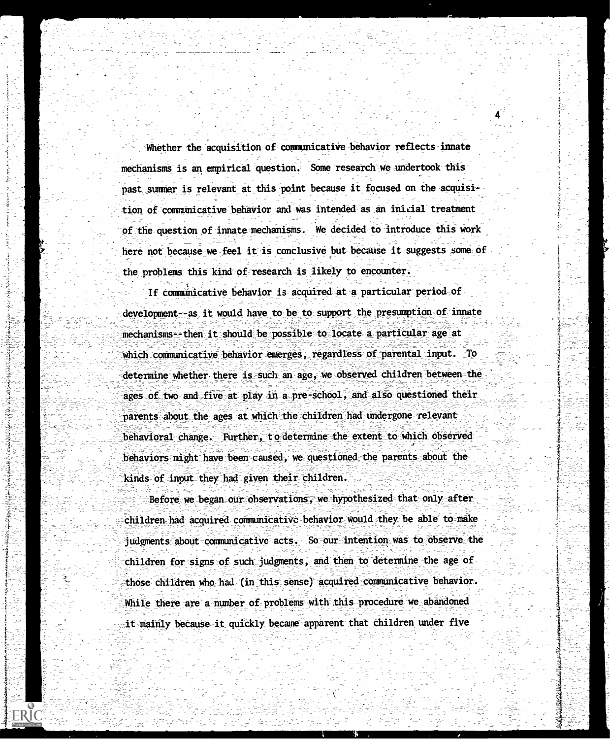Whether the acquisition of communicative behavior reflects innate mechanisms is an empirical question. Some research we undertook this past summer is relevant at this point because it focused on the acquisition of communicative behavior and was intended as an initial treatment of the question of innate mechanisms. We decided to introduce this work here not because we feel it is conclusive but because it suggests some of the problems this kind of research is likely to encounter.

If communicative behavior is acquired at a particular period of development--as it would have to be to support the presumption of innate mechanisms--then it should be possible to locate a particular age at which communicative behavior emerges, regardless of parental input. To determine whether there is such an age, we observed children between the ages of two and five at play in a pre-school, and also questioned their parents about the ages at which the children had undergone relevant behavioral change. Further, to determine the extent to which observed behaviors might have been caused, we questioned the parents about the kinds of input they had given their children.

Before we began our observations, we hypothesized that only after children had acquired communicative behavior would they be able to make judgments about communicative acts. So our intention was to observe the children for signs of such judgments, and then to determine the age of those children who had (in this sense) acquired communicative behavior. While there are a number of problems with this procedure we abandoned it mainly because it quickly became apparent that children under five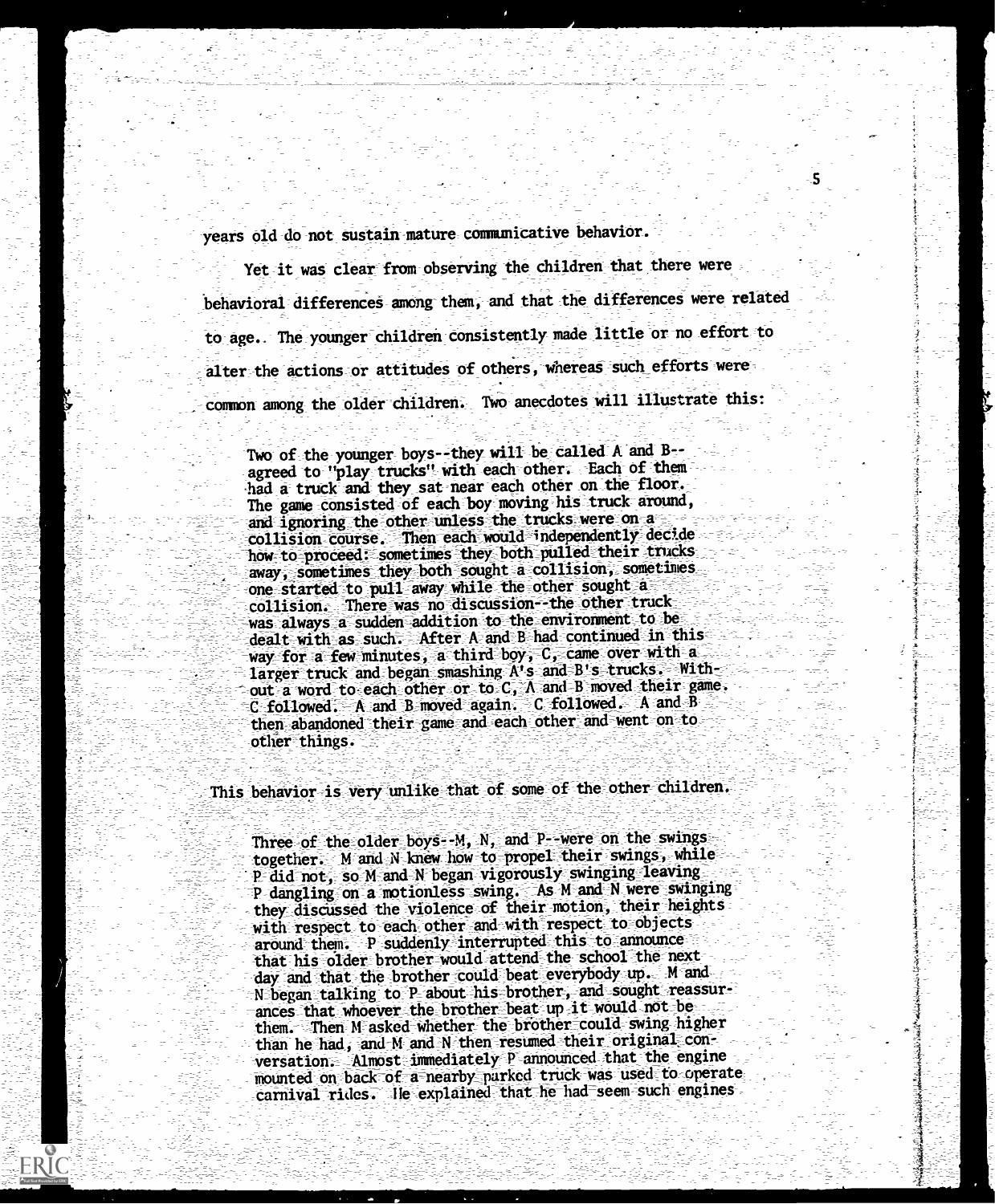years old do not sustain mature communicative behavior.

Yet it was clear from observing the children that there were behavioral differences among them, and that the differences were related to age. The younger children consistently made little or no effort to alter the actions or attitudes of others, whereas such efforts were common among the older children. Two anecdotes will illustrate this:

> Two of the younger boys--they will be called A and B--agreed to "play trucks" with each other. Each of them had a truck and they sat near each other on the floor. The game consisted of each boy moving his truck around, and ignoring the other unless the trucks were on a collision course. Then each would independently decide how to proceed: sometimes they both pulled their trucks away, sometimes they both sought a collision, sometimes one started to pull away while the other sought a collision. There was no discussion--the other truck was always a sudden addition to the environment to be dealt with as such. After A and B had continued in this way for a few minutes, a third boy, C, came over with a larger truck and began smashing A's and B's trucks. Without a word to each other or to C, A and B moved their game. C followed. A and B moved again. C followed. A and B then abandoned their game and each other and went on to other things.

This behavior is very unlike that of some of the other children.

> Three of the older boys--M, N, and P--were on the swings together. M and N knew how to propel their swings, while P did not, so M and N began vigorously swinging leaving P dangling on a motionless swing. As M and N were swinging they discussed the violence of their motion, their heights with respect to each other and with respect to objects around them. P suddenly interrupted this to announce that his older brother would attend the school the next day and that the brother could beat everybody up. M and N began talking to P about his brother, and sought reassurances that whoever the brother beat up it would not be them. Then M asked whether the brother could swing higher than he had, and M and N then resumed their original conversation. Almost immediately P announced that the engine mounted on back of a nearby parked truck was used to operate carnival rides. He explained that he had seem such engines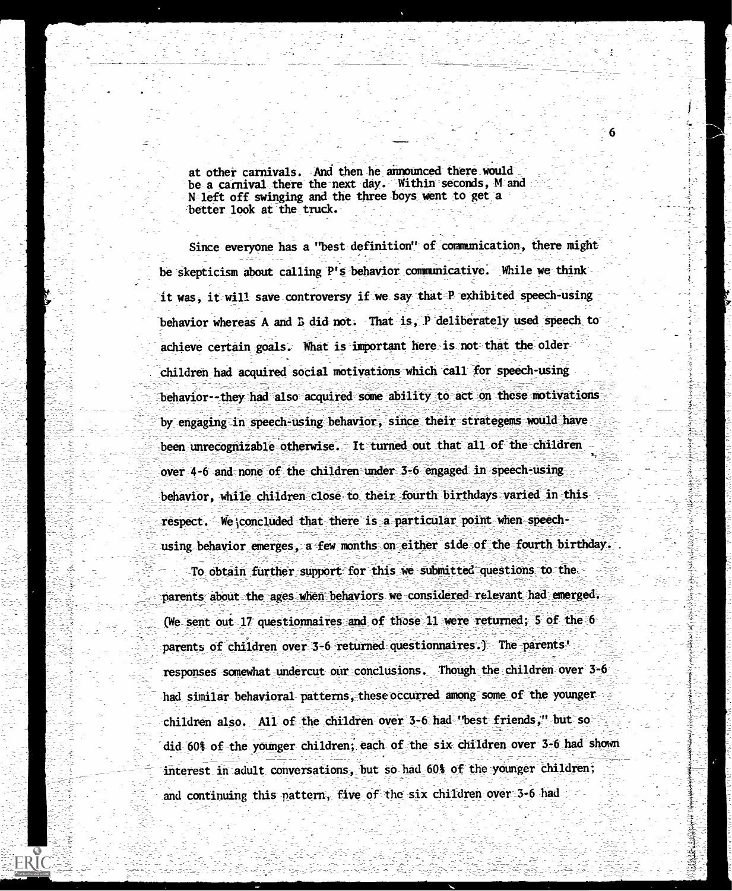at other carnivals. And then he announced there would be a carnival there the next day. Within seconds, M and N left off swinging and the three boys went to get a better look at the truck.

Since everyone has a "best definition" of communication, there might be skepticism about calling P's behavior communicative. While we think it was, it will save controversy if we say that P exhibited speech-using behavior whereas A and E did not. That is, P deliberately used speech to achieve certain goals. What is important here is not that the older children had acquired social motivations which call for speech-using behavior--they had also acquired some ability to act on these motivations by engaging in speech-using behavior, since their strategems would have been unrecognizable otherwise. It turned out that all of the children over 4-6 and none of the children under 3-6 engaged in speech-using behavior, while children close to their fourth birthdays varied in this respect. We concluded that there is a particular point when speech-using behavior emerges, a few months on either side of the fourth birthday.

To obtain further support for this we submitted questions to the parents about the ages when behaviors we considered relevant had emerged. (We sent out 17 questionnaires and of those 11 were returned; 5 of the 6 parents of children over 3-6 returned questionnaires.) The parents' responses somewhat undercut our conclusions. Though the children over 3-6 had similar behavioral patterns, these occurred among some of the younger children also. All of the children over 3-6 had "best friends," but so did 60% of the younger children; each of the six children over 3-6 had shown interest in adult conversations, but so had 60% of the younger children; and continuing this pattern, five of the six children over 3-6 had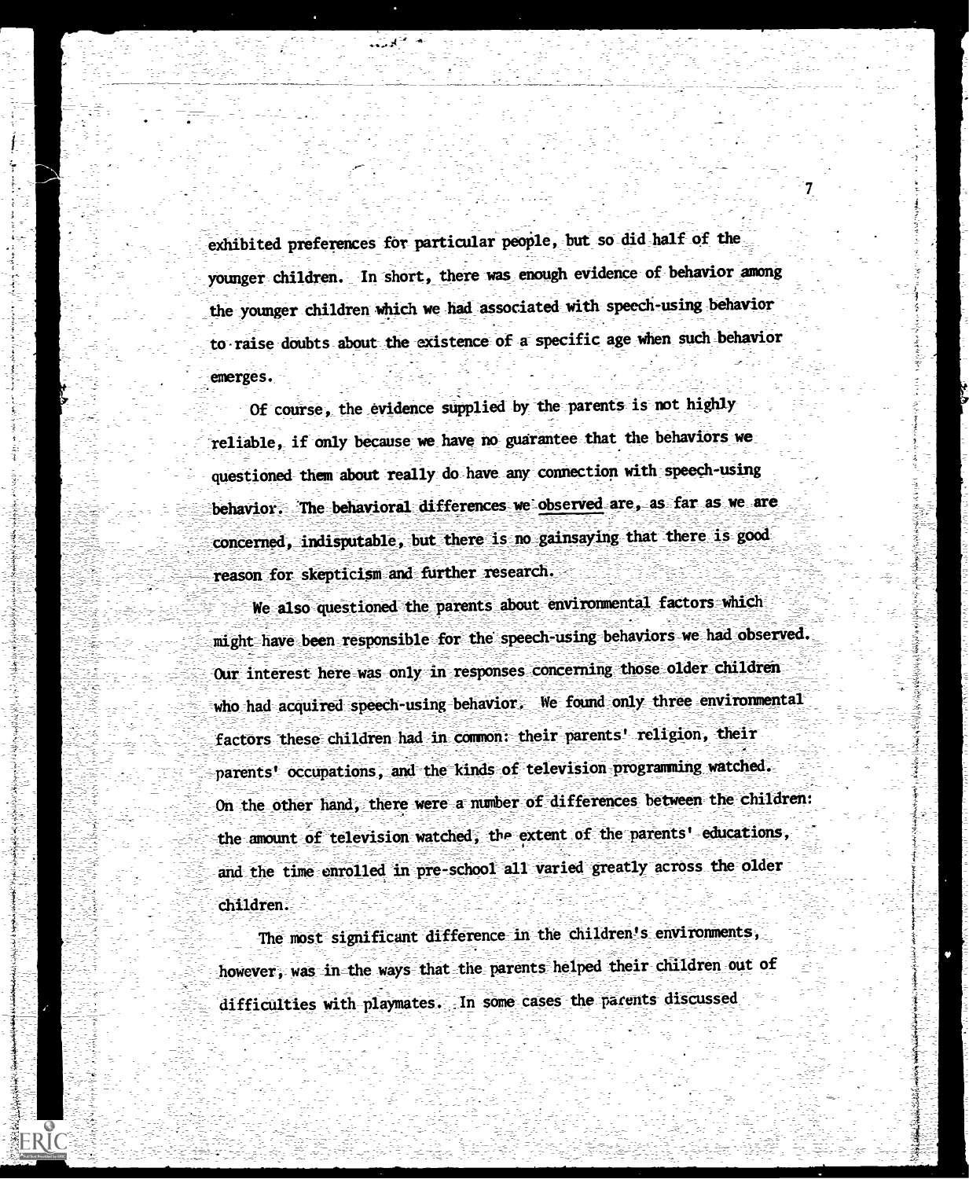exhibited preferences for particular people, but so did half of the younger children. In short, there was enough evidence of behavior among the younger children which we had associated with speech-using behavior to raise doubts about the existence of a specific age when such behavior emerges.

Of course, the evidence supplied by the parents is not highly reliable, if only because we have no guarantee that the behaviors we questioned them about really do have any connection with speech-using behavior. The behavioral differences we observed are, as far as we are concerned, indisputable, but there is no gainsaying that there is good reason for skepticism and further research.

We also questioned the parents about environmental factors which might have been responsible for the speech-using behaviors we had observed. Our interest here was only in responses concerning those older children who had acquired speech-using behavior. We found only three environmental factors these children had in common: their parents' religion, their parents' occupations, and the kinds of television programming watched. On the other hand, there were a number of differences between the children: the amount of television watched, the extent of the parents' educations, and the time enrolled in pre-school all varied greatly across the older children.

The most significant difference in the children's environments, however, was in the ways that the parents helped their children out of difficulties with playmates. In some cases the parents discussed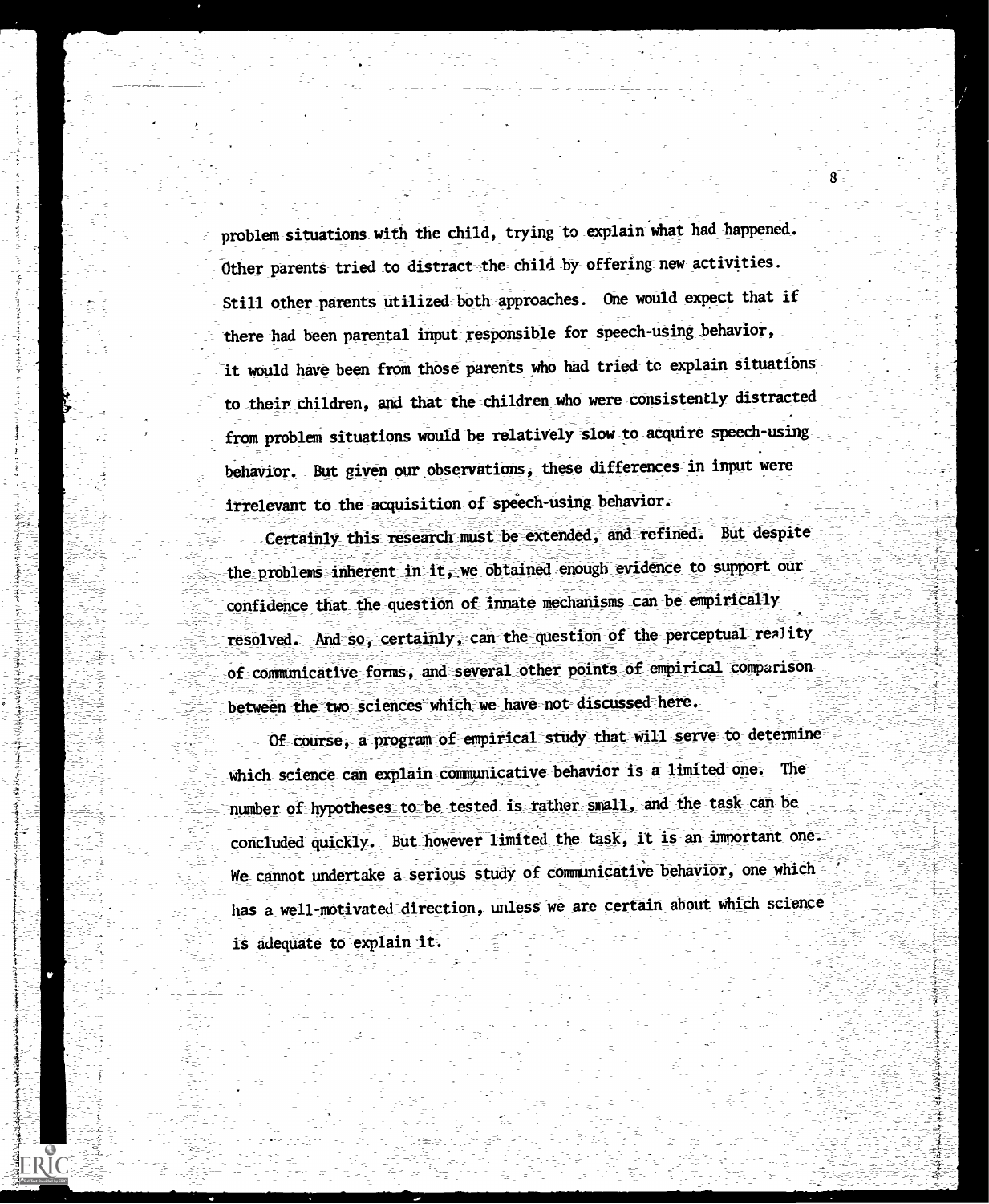problem situations with the child, trying to explain what had happened. Other parents tried to distract the child by offering new activities. Still other parents utilized both approaches. One would expect that if there had been parental input responsible for speech-using behavior, it would have been from those parents who had tried to explain situations to their children, and that the children who were consistently distracted from problem situations would be relatively slow to acquire speech-using behavior. But given our observations, these differences in input were irrelevant to the acquisition of speech-using behavior.

Certainly this research must be extended, and refined. But despite the problems inherent in it, we obtained enough evidence to support our confidence that the question of innate mechanisms can be empirically resolved. And so, certainly, can the question of the perceptual reality of communicative forms, and several other points of empirical comparison between the two sciences which we have not discussed here.

Of course, a program of empirical study that will serve to determine which science can explain communicative behavior is a limited one. The number of hypotheses to be tested is rather small, and the task can be concluded quickly. But however limited the task, it is an important one. We cannot undertake a serious study of communicative behavior, one which has a well-motivated direction, unless we are certain about which science is adequate to explain it.